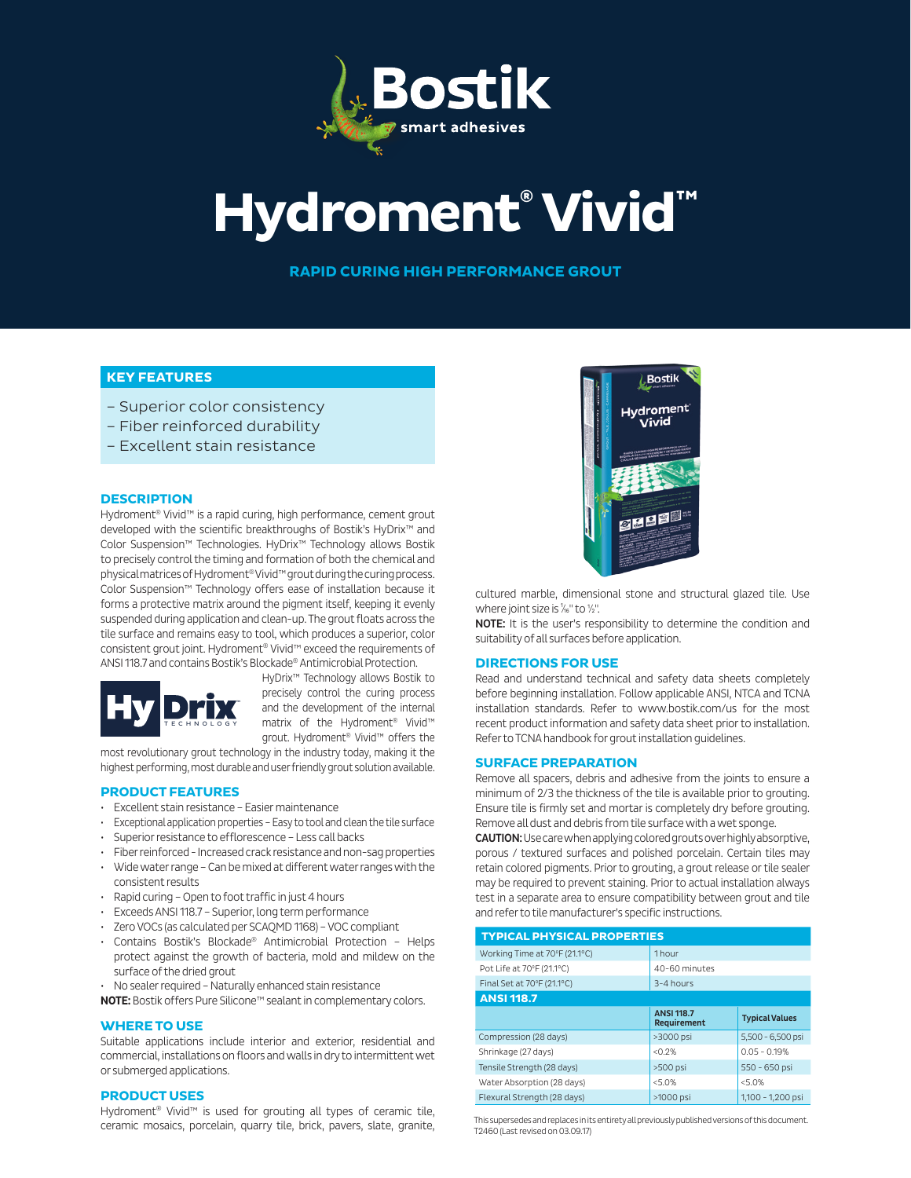# Hydroment® Vivid™

## RAPID CURING HIGH PERFORMANCE GROUT

## KEY FEATURES

– Superior color consistency
– Fiber reinforced durability
– Excellent stain resistance

## DESCRIPTION

Hydroment® Vivid™ is a rapid curing, high performance, cement grout developed with the scientific breakthroughs of Bostik's HyDrix™ and Color Suspension™ Technologies. HyDrix™ Technology allows Bostik to precisely control the timing and formation of both the chemical and physical matrices of Hydroment® Vivid™ grout during the curing process. Color Suspension™ Technology offers ease of installation because it forms a protective matrix around the pigment itself, keeping it evenly suspended during application and clean-up. The grout floats across the tile surface and remains easy to tool, which produces a superior, color consistent grout joint. Hydroment® Vivid™ exceed the requirements of ANSI 118.7 and contains Bostik's Blockade® Antimicrobial Protection.

HyDrix™ Technology allows Bostik to precisely control the curing process and the development of the internal matrix of the Hydroment® Vivid™ grout. Hydroment® Vivid™ offers the most revolutionary grout technology in the industry today, making it the highest performing, most durable and user friendly grout solution available.

## PRODUCT FEATURES

- Excellent stain resistance – Easier maintenance
- Exceptional application properties – Easy to tool and clean the tile surface
- Superior resistance to efflorescence – Less call backs
- Fiber reinforced - Increased crack resistance and non-sag properties
- Wide water range – Can be mixed at different water ranges with the consistent results
- Rapid curing – Open to foot traffic in just 4 hours
- Exceeds ANSI 118.7 – Superior, long term performance
- Zero VOCs (as calculated per SCAQMD 1168) – VOC compliant
- Contains Bostik's Blockade® Antimicrobial Protection – Helps protect against the growth of bacteria, mold and mildew on the surface of the dried grout
- No sealer required – Naturally enhanced stain resistance

**NOTE:** Bostik offers Pure Silicone™ sealant in complementary colors.

## WHERE TO USE

Suitable applications include interior and exterior, residential and commercial, installations on floors and walls in dry to intermittent wet or submerged applications.

## PRODUCT USES

Hydroment® Vivid™ is used for grouting all types of ceramic tile, ceramic mosaics, porcelain, quarry tile, brick, pavers, slate, granite, cultured marble, dimensional stone and structural glazed tile. Use where joint size is 1/16" to 1/2".

**NOTE:** It is the user's responsibility to determine the condition and suitability of all surfaces before application.

## DIRECTIONS FOR USE

Read and understand technical and safety data sheets completely before beginning installation. Follow applicable ANSI, NTCA and TCNA installation standards. Refer to www.bostik.com/us for the most recent product information and safety data sheet prior to installation. Refer to TCNA handbook for grout installation guidelines.

## SURFACE PREPARATION

Remove all spacers, debris and adhesive from the joints to ensure a minimum of 2/3 the thickness of the tile is available prior to grouting. Ensure tile is firmly set and mortar is completely dry before grouting. Remove all dust and debris from tile surface with a wet sponge.

**CAUTION:** Use care when applying colored grouts over highly absorptive, porous / textured surfaces and polished porcelain. Certain tiles may retain colored pigments. Prior to grouting, a grout release or tile sealer may be required to prevent staining. Prior to actual installation always test in a separate area to ensure compatibility between grout and tile and refer to tile manufacturer's specific instructions.

## TYPICAL PHYSICAL PROPERTIES

| | | |
|---|---|---|
| Working Time at 70°F (21.1°C) | 1 hour | |
| Pot Life at 70°F (21.1°C) | 40-60 minutes | |
| Final Set at 70°F (21.1°C) | 3-4 hours | |
| **ANSI 118.7** | | |
| | **ANSI 118.7 Requirement** | **Typical Values** |
| Compression (28 days) | >3000 psi | 5,500 - 6,500 psi |
| Shrinkage (27 days) | <0.2% | 0.05 - 0.19% |
| Tensile Strength (28 days) | >500 psi | 550 - 650 psi |
| Water Absorption (28 days) | <5.0% | <5.0% |
| Flexural Strength (28 days) | >1000 psi | 1,100 - 1,200 psi |

This supersedes and replaces in its entirety all previously published versions of this document.
T2460 (Last revised on 03.09.17)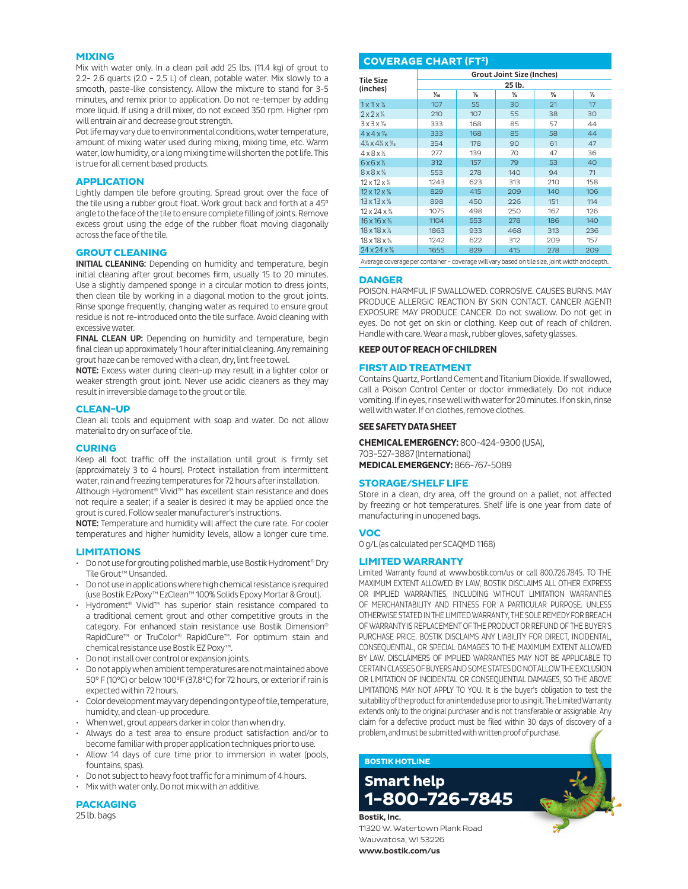## MIXING

Mix with water only. In a clean pail add 25 lbs. (11.4 kg) of grout to 2.2- 2.6 quarts (2.0 - 2.5 L) of clean, potable water. Mix slowly to a smooth, paste-like consistency. Allow the mixture to stand for 3-5 minutes, and remix prior to application. Do not re-temper by adding more liquid. If using a drill mixer, do not exceed 350 rpm. Higher rpm will entrain air and decrease grout strength.

Pot life may vary due to environmental conditions, water temperature, amount of mixing water used during mixing, mixing time, etc. Warm water, low humidity, or a long mixing time will shorten the pot life. This is true for all cement based products.

## APPLICATION

Lightly dampen tile before grouting. Spread grout over the face of the tile using a rubber grout float. Work grout back and forth at a 45° angle to the face of the tile to ensure complete filling of joints. Remove excess grout using the edge of the rubber float moving diagonally across the face of the tile.

## GROUT CLEANING

**INITIAL CLEANING:** Depending on humidity and temperature, begin initial cleaning after grout becomes firm, usually 15 to 20 minutes. Use a slightly dampened sponge in a circular motion to dress joints, then clean tile by working in a diagonal motion to the grout joints. Rinse sponge frequently, changing water as required to ensure grout residue is not re-introduced onto the tile surface. Avoid cleaning with excessive water.

**FINAL CLEAN UP:** Depending on humidity and temperature, begin final clean up approximately 1 hour after initial cleaning. Any remaining grout haze can be removed with a clean, dry, lint free towel.

**NOTE:** Excess water during clean-up may result in a lighter color or weaker strength grout joint. Never use acidic cleaners as they may result in irreversible damage to the grout or tile.

## CLEAN-UP

Clean all tools and equipment with soap and water. Do not allow material to dry on surface of tile.

## CURING

Keep all foot traffic off the installation until grout is firmly set (approximately 3 to 4 hours). Protect installation from intermittent water, rain and freezing temperatures for 72 hours after installation. Although Hydroment® Vivid™ has excellent stain resistance and does not require a sealer; if a sealer is desired it may be applied once the grout is cured. Follow sealer manufacturer's instructions.

**NOTE:** Temperature and humidity will affect the cure rate. For cooler temperatures and higher humidity levels, allow a longer cure time.

## LIMITATIONS

- Do not use for grouting polished marble, use Bostik Hydroment® Dry Tile Grout™ Unsanded.
- Do not use in applications where high chemical resistance is required (use Bostik EzPoxy™ EzClean™ 100% Solids Epoxy Mortar & Grout).
- Hydroment® Vivid™ has superior stain resistance compared to a traditional cement grout and other competitive grouts in the category. For enhanced stain resistance use Bostik Dimension® RapidCure™ or TruColor® RapidCure™. For optimum stain and chemical resistance use Bostik EZ Poxy™.
- Do not install over control or expansion joints.
- Do not apply when ambient temperatures are not maintained above 50° F (10°C) or below 100°F (37.8°C) for 72 hours, or exterior if rain is expected within 72 hours.
- Color development may vary depending on type of tile, temperature, humidity, and clean-up procedure.
- When wet, grout appears darker in color than when dry.
- Always do a test area to ensure product satisfaction and/or to become familiar with proper application techniques prior to use.
- Allow 14 days of cure time prior to immersion in water (pools, fountains, spas).
- Do not subject to heavy foot traffic for a minimum of 4 hours.
- Mix with water only. Do not mix with an additive.

## PACKAGING

25 lb. bags

## COVERAGE CHART (FT²)

| Tile Size (inches) | Grout Joint Size (Inches) 25 lb. | | | | |
|---|---|---|---|---|---|
| | 1/16 | 1/8 | 1/4 | 3/8 | 1/2 |
| 1 x 1 x 1/4 | 107 | 55 | 30 | 21 | 17 |
| 2 x 2 x 1/4 | 210 | 107 | 55 | 38 | 30 |
| 3 x 3 x 5/16 | 333 | 168 | 85 | 57 | 44 |
| 4 x 4 x 5/16 | 333 | 168 | 85 | 58 | 44 |
| 4 1/4 x 4 1/4 x 5/16 | 354 | 178 | 90 | 61 | 47 |
| 4 x 8 x 1/2 | 277 | 139 | 70 | 47 | 36 |
| 6 x 6 x 1/2 | 312 | 157 | 79 | 53 | 40 |
| 8 x 8 x 3/8 | 553 | 278 | 140 | 94 | 71 |
| 12 x 12 x 1/4 | 1243 | 623 | 313 | 210 | 158 |
| 12 x 12 x 3/8 | 829 | 415 | 209 | 140 | 106 |
| 13 x 13 x 3/8 | 898 | 450 | 226 | 151 | 114 |
| 12 x 24 x 3/8 | 1075 | 498 | 250 | 167 | 126 |
| 16 x 16 x 3/8 | 1104 | 553 | 278 | 186 | 140 |
| 18 x 18 x 1/4 | 1863 | 933 | 468 | 313 | 236 |
| 18 x 18 x 3/8 | 1242 | 622 | 312 | 209 | 157 |
| 24 x 24 x 3/8 | 1655 | 829 | 415 | 278 | 209 |

Average coverage per container – coverage will vary based on tile size, joint width and depth.

## DANGER

POISON. HARMFUL IF SWALLOWED. CORROSIVE. CAUSES BURNS. MAY PRODUCE ALLERGIC REACTION BY SKIN CONTACT. CANCER AGENT! EXPOSURE MAY PRODUCE CANCER. Do not swallow. Do not get in eyes. Do not get on skin or clothing. Keep out of reach of children. Handle with care. Wear a mask, rubber gloves, safety glasses.

**KEEP OUT OF REACH OF CHILDREN**

## FIRST AID TREATMENT

Contains Quartz, Portland Cement and Titanium Dioxide. If swallowed, call a Poison Control Center or doctor immediately. Do not induce vomiting. If in eyes, rinse well with water for 20 minutes. If on skin, rinse well with water. If on clothes, remove clothes.

**SEE SAFETY DATA SHEET**

**CHEMICAL EMERGENCY:** 800-424-9300 (USA), 703-527-3887 (International)
**MEDICAL EMERGENCY:** 866-767-5089

## STORAGE/SHELF LIFE

Store in a clean, dry area, off the ground on a pallet, not affected by freezing or hot temperatures. Shelf life is one year from date of manufacturing in unopened bags.

## VOC

0 g/L (as calculated per SCAQMD 1168)

## LIMITED WARRANTY

Limited Warranty found at www.bostik.com/us or call 800.726.7845. TO THE MAXIMUM EXTENT ALLOWED BY LAW, BOSTIK DISCLAIMS ALL OTHER EXPRESS OR IMPLIED WARRANTIES, INCLUDING WITHOUT LIMITATION WARRANTIES OF MERCHANTABILITY AND FITNESS FOR A PARTICULAR PURPOSE. UNLESS OTHERWISE STATED IN THE LIMITED WARRANTY, THE SOLE REMEDY FOR BREACH OF WARRANTY IS REPLACEMENT OF THE PRODUCT OR REFUND OF THE BUYER'S PURCHASE PRICE. BOSTIK DISCLAIMS ANY LIABILITY FOR DIRECT, INCIDENTAL, CONSEQUENTIAL, OR SPECIAL DAMAGES TO THE MAXIMUM EXTENT ALLOWED BY LAW. DISCLAIMERS OF IMPLIED WARRANTIES MAY NOT BE APPLICABLE TO CERTAIN CLASSES OF BUYERS AND SOME STATES DO NOT ALLOW THE EXCLUSION OR LIMITATION OF INCIDENTAL OR CONSEQUENTIAL DAMAGES, SO THE ABOVE LIMITATIONS MAY NOT APPLY TO YOU. It is the buyer's obligation to test the suitability of the product for an intended use prior to using it. The Limited Warranty extends only to the original purchaser and is not transferable or assignable. Any claim for a defective product must be filed within 30 days of discovery of a problem, and must be submitted with written proof of purchase.

**BOSTIK HOTLINE**

**Smart help**
**1-800-726-7845**

**Bostik, Inc.**
11320 W. Watertown Plank Road
Wauwatosa, WI 53226
**www.bostik.com/us**